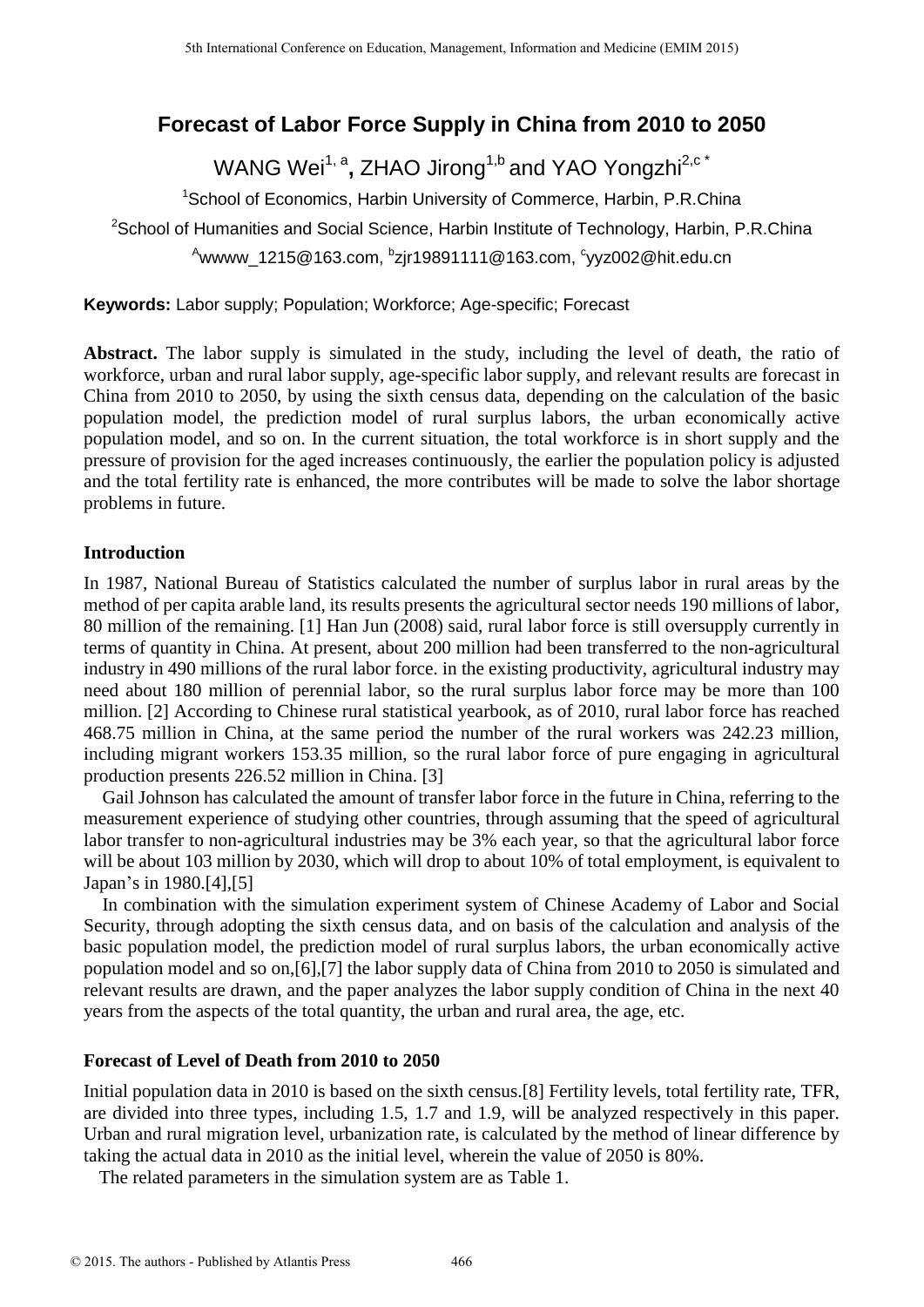# Forecast of Labor Force Supply in China from 2010 to 2050

WANG Wei[1, a], ZHAO Jirong[1,b] and YAO Yongzhi[2,c *]

[1]School of Economics, Harbin University of Commerce, Harbin, P.R.China

[2]School of Humanities and Social Science, Harbin Institute of Technology, Harbin, P.R.China

[A]wwww_1215@163.com, [b]zjr19891111@163.com, [c]yyz002@hit.edu.cn

**Keywords:** Labor supply; Population; Workforce; Age-specific; Forecast

**Abstract.** The labor supply is simulated in the study, including the level of death, the ratio of workforce, urban and rural labor supply, age-specific labor supply, and relevant results are forecast in China from 2010 to 2050, by using the sixth census data, depending on the calculation of the basic population model, the prediction model of rural surplus labors, the urban economically active population model, and so on. In the current situation, the total workforce is in short supply and the pressure of provision for the aged increases continuously, the earlier the population policy is adjusted and the total fertility rate is enhanced, the more contributes will be made to solve the labor shortage problems in future.

## Introduction

In 1987, National Bureau of Statistics calculated the number of surplus labor in rural areas by the method of per capita arable land, its results presents the agricultural sector needs 190 millions of labor, 80 million of the remaining. [1] Han Jun (2008) said, rural labor force is still oversupply currently in terms of quantity in China. At present, about 200 million had been transferred to the non-agricultural industry in 490 millions of the rural labor force. in the existing productivity, agricultural industry may need about 180 million of perennial labor, so the rural surplus labor force may be more than 100 million. [2] According to Chinese rural statistical yearbook, as of 2010, rural labor force has reached 468.75 million in China, at the same period the number of the rural workers was 242.23 million, including migrant workers 153.35 million, so the rural labor force of pure engaging in agricultural production presents 226.52 million in China. [3]

Gail Johnson has calculated the amount of transfer labor force in the future in China, referring to the measurement experience of studying other countries, through assuming that the speed of agricultural labor transfer to non-agricultural industries may be 3% each year, so that the agricultural labor force will be about 103 million by 2030, which will drop to about 10% of total employment, is equivalent to Japan's in 1980.[4],[5]

In combination with the simulation experiment system of Chinese Academy of Labor and Social Security, through adopting the sixth census data, and on basis of the calculation and analysis of the basic population model, the prediction model of rural surplus labors, the urban economically active population model and so on,[6],[7] the labor supply data of China from 2010 to 2050 is simulated and relevant results are drawn, and the paper analyzes the labor supply condition of China in the next 40 years from the aspects of the total quantity, the urban and rural area, the age, etc.

## Forecast of Level of Death from 2010 to 2050

Initial population data in 2010 is based on the sixth census.[8] Fertility levels, total fertility rate, TFR, are divided into three types, including 1.5, 1.7 and 1.9, will be analyzed respectively in this paper. Urban and rural migration level, urbanization rate, is calculated by the method of linear difference by taking the actual data in 2010 as the initial level, wherein the value of 2050 is 80%.

The related parameters in the simulation system are as Table 1.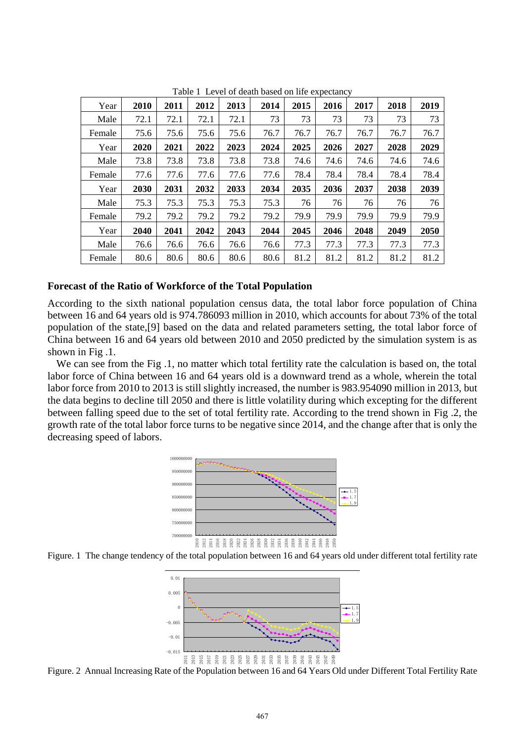Table 1 Level of death based on life expectancy

| Year | 2010 | 2011 | 2012 | 2013 | 2014 | 2015 | 2016 | 2017 | 2018 | 2019 |
|---|---|---|---|---|---|---|---|---|---|---|
| Male | 72.1 | 72.1 | 72.1 | 72.1 | 73 | 73 | 73 | 73 | 73 | 73 |
| Female | 75.6 | 75.6 | 75.6 | 75.6 | 76.7 | 76.7 | 76.7 | 76.7 | 76.7 | 76.7 |
| **Year** | **2020** | **2021** | **2022** | **2023** | **2024** | **2025** | **2026** | **2027** | **2028** | **2029** |
| Male | 73.8 | 73.8 | 73.8 | 73.8 | 73.8 | 74.6 | 74.6 | 74.6 | 74.6 | 74.6 |
| Female | 77.6 | 77.6 | 77.6 | 77.6 | 77.6 | 78.4 | 78.4 | 78.4 | 78.4 | 78.4 |
| **Year** | **2030** | **2031** | **2032** | **2033** | **2034** | **2035** | **2036** | **2037** | **2038** | **2039** |
| Male | 75.3 | 75.3 | 75.3 | 75.3 | 75.3 | 76 | 76 | 76 | 76 | 76 |
| Female | 79.2 | 79.2 | 79.2 | 79.2 | 79.2 | 79.9 | 79.9 | 79.9 | 79.9 | 79.9 |
| **Year** | **2040** | **2041** | **2042** | **2043** | **2044** | **2045** | **2046** | **2048** | **2049** | **2050** |
| Male | 76.6 | 76.6 | 76.6 | 76.6 | 76.6 | 77.3 | 77.3 | 77.3 | 77.3 | 77.3 |
| Female | 80.6 | 80.6 | 80.6 | 80.6 | 80.6 | 81.2 | 81.2 | 81.2 | 81.2 | 81.2 |

**Forecast of the Ratio of Workforce of the Total Population**

According to the sixth national population census data, the total labor force population of China between 16 and 64 years old is 974.786093 million in 2010, which accounts for about 73% of the total population of the state,[9] based on the data and related parameters setting, the total labor force of China between 16 and 64 years old between 2010 and 2050 predicted by the simulation system is as shown in Fig .1.

We can see from the Fig .1, no matter which total fertility rate the calculation is based on, the total labor force of China between 16 and 64 years old is a downward trend as a whole, wherein the total labor force from 2010 to 2013 is still slightly increased, the number is 983.954090 million in 2013, but the data begins to decline till 2050 and there is little volatility during which excepting for the different between falling speed due to the set of total fertility rate. According to the trend shown in Fig .2, the growth rate of the total labor force turns to be negative since 2014, and the change after that is only the decreasing speed of labors.

Figure. 1 The change tendency of the total population between 16 and 64 years old under different total fertility rate

Figure. 2 Annual Increasing Rate of the Population between 16 and 64 Years Old under Different Total Fertility Rate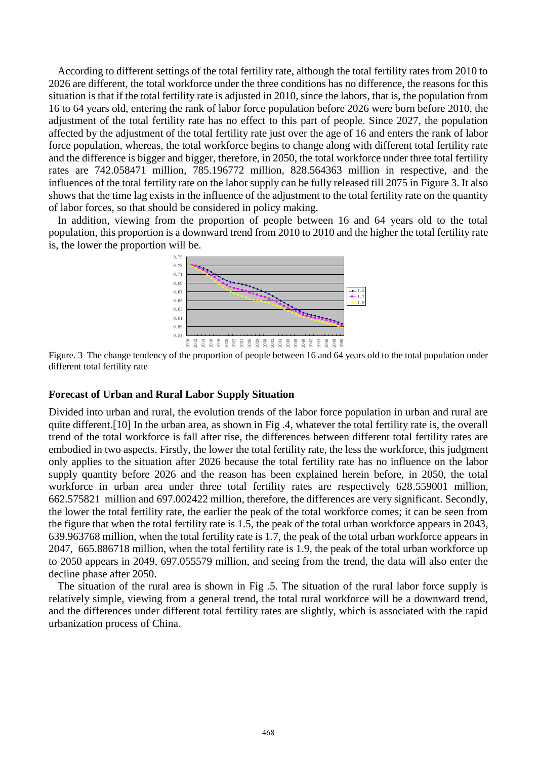According to different settings of the total fertility rate, although the total fertility rates from 2010 to 2026 are different, the total workforce under the three conditions has no difference, the reasons for this situation is that if the total fertility rate is adjusted in 2010, since the labors, that is, the population from 16 to 64 years old, entering the rank of labor force population before 2026 were born before 2010, the adjustment of the total fertility rate has no effect to this part of people. Since 2027, the population affected by the adjustment of the total fertility rate just over the age of 16 and enters the rank of labor force population, whereas, the total workforce begins to change along with different total fertility rate and the difference is bigger and bigger, therefore, in 2050, the total workforce under three total fertility rates are 742.058471 million, 785.196772 million, 828.564363 million in respective, and the influences of the total fertility rate on the labor supply can be fully released till 2075 in Figure 3. It also shows that the time lag exists in the influence of the adjustment to the total fertility rate on the quantity of labor forces, so that should be considered in policy making.

In addition, viewing from the proportion of people between 16 and 64 years old to the total population, this proportion is a downward trend from 2010 to 2010 and the higher the total fertility rate is, the lower the proportion will be.

Figure. 3 The change tendency of the proportion of people between 16 and 64 years old to the total population under different total fertility rate

### Forecast of Urban and Rural Labor Supply Situation

Divided into urban and rural, the evolution trends of the labor force population in urban and rural are quite different.[10] In the urban area, as shown in Fig .4, whatever the total fertility rate is, the overall trend of the total workforce is fall after rise, the differences between different total fertility rates are embodied in two aspects. Firstly, the lower the total fertility rate, the less the workforce, this judgment only applies to the situation after 2026 because the total fertility rate has no influence on the labor supply quantity before 2026 and the reason has been explained herein before, in 2050, the total workforce in urban area under three total fertility rates are respectively 628.559001 million, 662.575821 million and 697.002422 million, therefore, the differences are very significant. Secondly, the lower the total fertility rate, the earlier the peak of the total workforce comes; it can be seen from the figure that when the total fertility rate is 1.5, the peak of the total urban workforce appears in 2043, 639.963768 million, when the total fertility rate is 1.7, the peak of the total urban workforce appears in 2047, 665.886718 million, when the total fertility rate is 1.9, the peak of the total urban workforce up to 2050 appears in 2049, 697.055579 million, and seeing from the trend, the data will also enter the decline phase after 2050.

The situation of the rural area is shown in Fig .5. The situation of the rural labor force supply is relatively simple, viewing from a general trend, the total rural workforce will be a downward trend, and the differences under different total fertility rates are slightly, which is associated with the rapid urbanization process of China.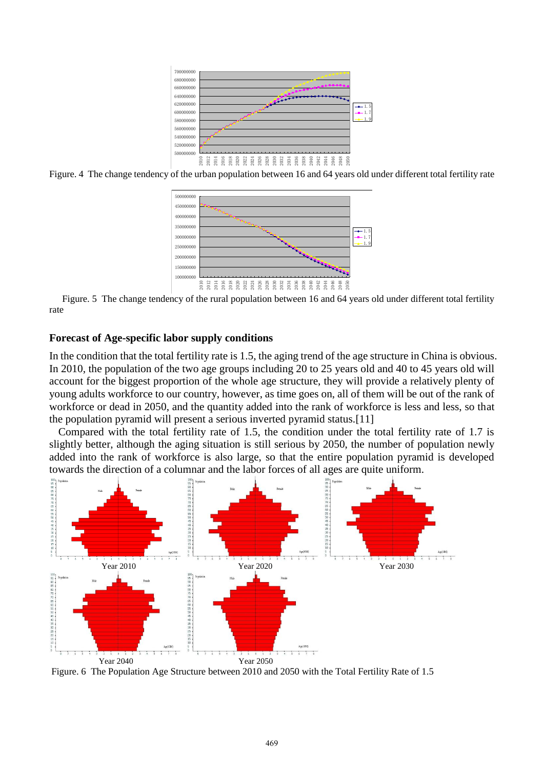Figure. 4 The change tendency of the urban population between 16 and 64 years old under different total fertility rate

Figure. 5 The change tendency of the rural population between 16 and 64 years old under different total fertility rate

## Forecast of Age-specific labor supply conditions

In the condition that the total fertility rate is 1.5, the aging trend of the age structure in China is obvious. In 2010, the population of the two age groups including 20 to 25 years old and 40 to 45 years old will account for the biggest proportion of the whole age structure, they will provide a relatively plenty of young adults workforce to our country, however, as time goes on, all of them will be out of the rank of workforce or dead in 2050, and the quantity added into the rank of workforce is less and less, so that the population pyramid will present a serious inverted pyramid status.[11]

Compared with the total fertility rate of 1.5, the condition under the total fertility rate of 1.7 is slightly better, although the aging situation is still serious by 2050, the number of population newly added into the rank of workforce is also large, so that the entire population pyramid is developed towards the direction of a columnar and the labor forces of all ages are quite uniform.

Year 2010 Year 2020 Year 2030

Year 2040 Year 2050

Figure. 6 The Population Age Structure between 2010 and 2050 with the Total Fertility Rate of 1.5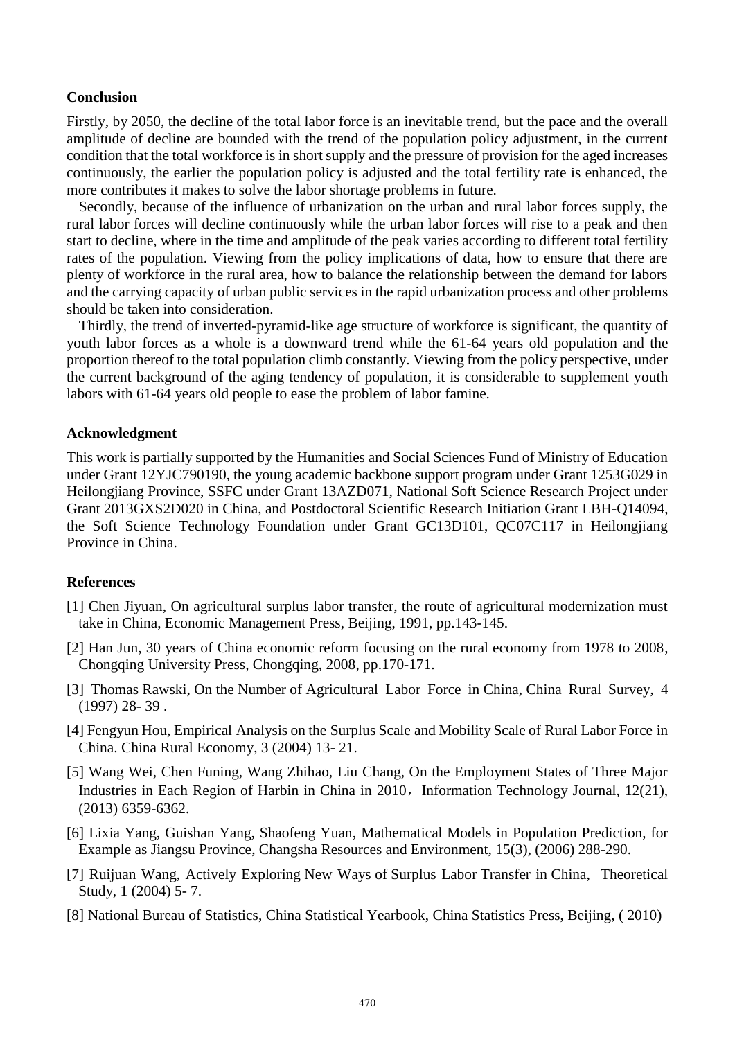## Conclusion

Firstly, by 2050, the decline of the total labor force is an inevitable trend, but the pace and the overall amplitude of decline are bounded with the trend of the population policy adjustment, in the current condition that the total workforce is in short supply and the pressure of provision for the aged increases continuously, the earlier the population policy is adjusted and the total fertility rate is enhanced, the more contributes it makes to solve the labor shortage problems in future.

Secondly, because of the influence of urbanization on the urban and rural labor forces supply, the rural labor forces will decline continuously while the urban labor forces will rise to a peak and then start to decline, where in the time and amplitude of the peak varies according to different total fertility rates of the population. Viewing from the policy implications of data, how to ensure that there are plenty of workforce in the rural area, how to balance the relationship between the demand for labors and the carrying capacity of urban public services in the rapid urbanization process and other problems should be taken into consideration.

Thirdly, the trend of inverted-pyramid-like age structure of workforce is significant, the quantity of youth labor forces as a whole is a downward trend while the 61-64 years old population and the proportion thereof to the total population climb constantly. Viewing from the policy perspective, under the current background of the aging tendency of population, it is considerable to supplement youth labors with 61-64 years old people to ease the problem of labor famine.

## Acknowledgment

This work is partially supported by the Humanities and Social Sciences Fund of Ministry of Education under Grant 12YJC790190, the young academic backbone support program under Grant 1253G029 in Heilongjiang Province, SSFC under Grant 13AZD071, National Soft Science Research Project under Grant 2013GXS2D020 in China, and Postdoctoral Scientific Research Initiation Grant LBH-Q14094, the Soft Science Technology Foundation under Grant GC13D101, QC07C117 in Heilongjiang Province in China.

## References

[1] Chen Jiyuan, On agricultural surplus labor transfer, the route of agricultural modernization must take in China, Economic Management Press, Beijing, 1991, pp.143-145.

[2] Han Jun, 30 years of China economic reform focusing on the rural economy from 1978 to 2008, Chongqing University Press, Chongqing, 2008, pp.170-171.

[3] Thomas Rawski, On the Number of Agricultural Labor Force in China, China Rural Survey, 4 (1997) 28- 39 .

[4] Fengyun Hou, Empirical Analysis on the Surplus Scale and Mobility Scale of Rural Labor Force in China. China Rural Economy, 3 (2004) 13- 21.

[5] Wang Wei, Chen Funing, Wang Zhihao, Liu Chang, On the Employment States of Three Major Industries in Each Region of Harbin in China in 2010，Information Technology Journal, 12(21), (2013) 6359-6362.

[6] Lixia Yang, Guishan Yang, Shaofeng Yuan, Mathematical Models in Population Prediction, for Example as Jiangsu Province, Changsha Resources and Environment, 15(3), (2006) 288-290.

[7] Ruijuan Wang, Actively Exploring New Ways of Surplus Labor Transfer in China, Theoretical Study, 1 (2004) 5- 7.

[8] National Bureau of Statistics, China Statistical Yearbook, China Statistics Press, Beijing, ( 2010)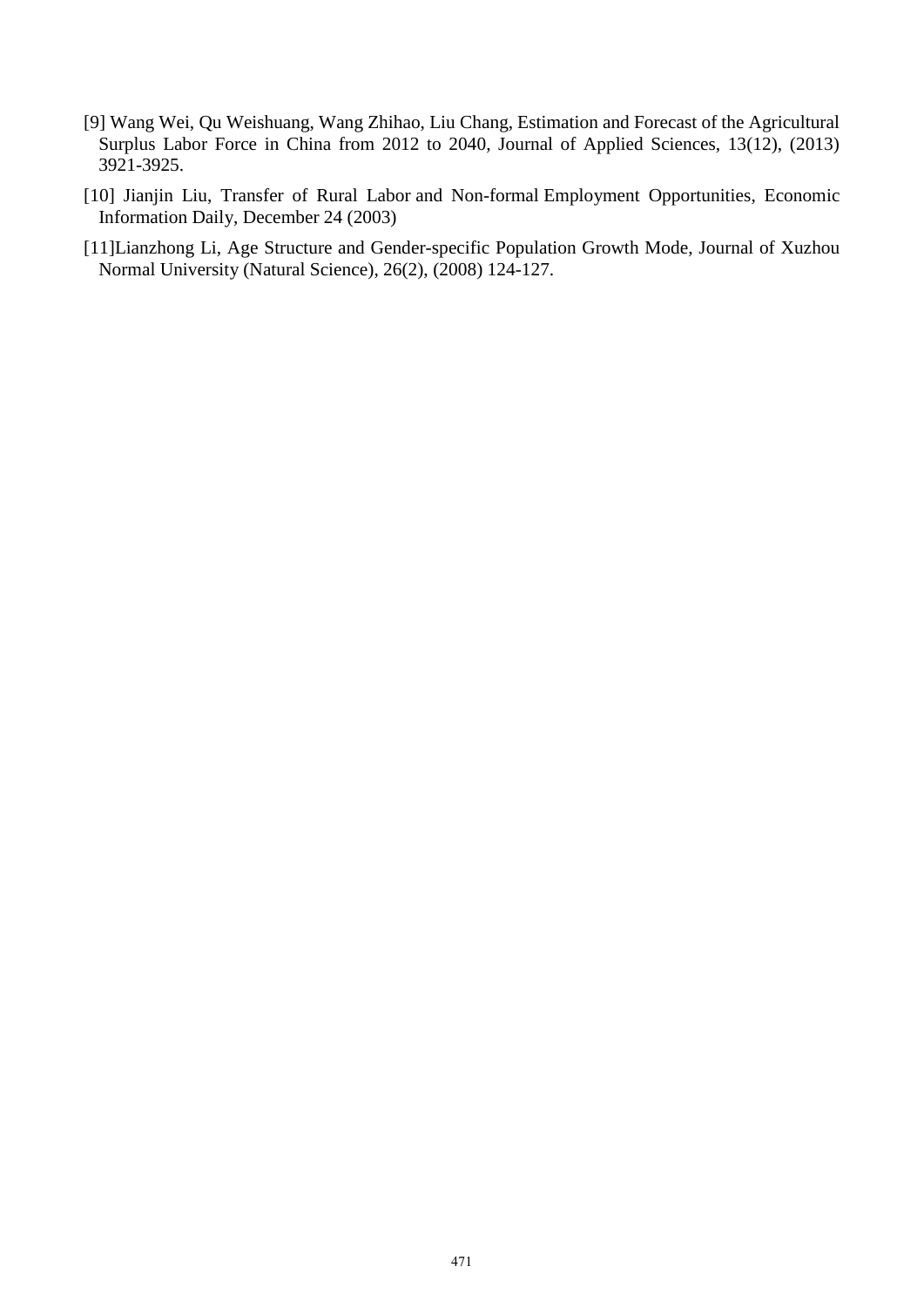[9] Wang Wei, Qu Weishuang, Wang Zhihao, Liu Chang, Estimation and Forecast of the Agricultural Surplus Labor Force in China from 2012 to 2040, Journal of Applied Sciences, 13(12), (2013) 3921-3925.

[10] Jianjin Liu, Transfer of Rural Labor and Non-formal Employment Opportunities, Economic Information Daily, December 24 (2003)

[11]Lianzhong Li, Age Structure and Gender-specific Population Growth Mode, Journal of Xuzhou Normal University (Natural Science), 26(2), (2008) 124-127.